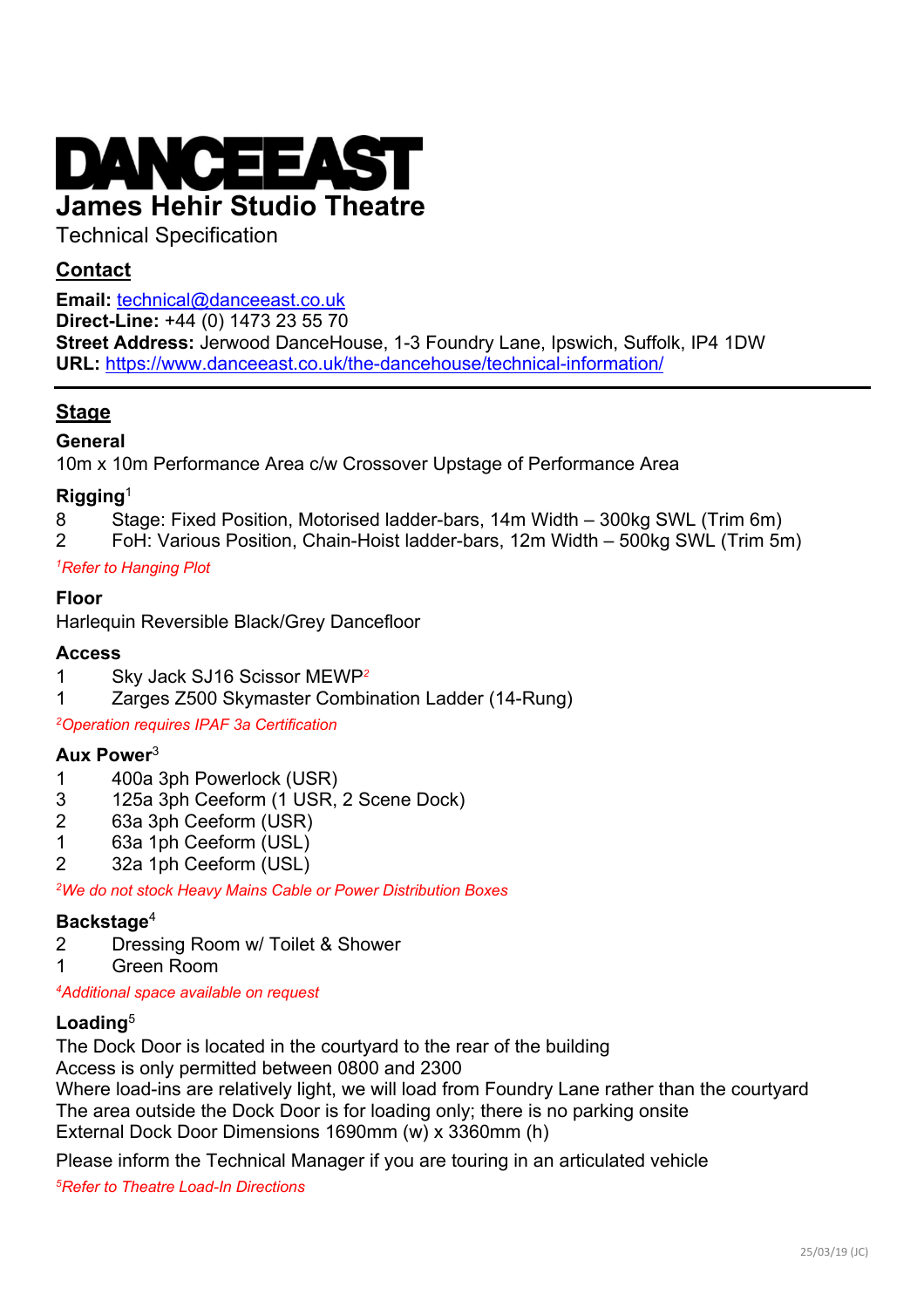# DANCEEAST

## James Hehir Studio Theatre

Technical Specification

## Contact

**Email:** technical@danceeast.co.uk
**Direct-Line:** +44 (0) 1473 23 55 70
**Street Address:** Jerwood DanceHouse, 1-3 Foundry Lane, Ipswich, Suffolk, IP4 1DW
**URL:** https://www.danceeast.co.uk/the-dancehouse/technical-information/

---

## Stage

### General

10m x 10m Performance Area c/w Crossover Upstage of Performance Area

### Rigging[1]

8 Stage: Fixed Position, Motorised ladder-bars, 14m Width – 300kg SWL (Trim 6m)
2 FoH: Various Position, Chain-Hoist ladder-bars, 12m Width – 500kg SWL (Trim 5m)

*[1]Refer to Hanging Plot*

### Floor

Harlequin Reversible Black/Grey Dancefloor

### Access

1 Sky Jack SJ16 Scissor MEWP[2]
1 Zarges Z500 Skymaster Combination Ladder (14-Rung)

*[2]Operation requires IPAF 3a Certification*

### Aux Power[3]

1 400a 3ph Powerlock (USR)
3 125a 3ph Ceeform (1 USR, 2 Scene Dock)
2 63a 3ph Ceeform (USR)
1 63a 1ph Ceeform (USL)
2 32a 1ph Ceeform (USL)

*[2]We do not stock Heavy Mains Cable or Power Distribution Boxes*

### Backstage[4]

2 Dressing Room w/ Toilet & Shower
1 Green Room

*[4]Additional space available on request*

### Loading[5]

The Dock Door is located in the courtyard to the rear of the building
Access is only permitted between 0800 and 2300
Where load-ins are relatively light, we will load from Foundry Lane rather than the courtyard
The area outside the Dock Door is for loading only; there is no parking onsite
External Dock Door Dimensions 1690mm (w) x 3360mm (h)

Please inform the Technical Manager if you are touring in an articulated vehicle

*[5]Refer to Theatre Load-In Directions*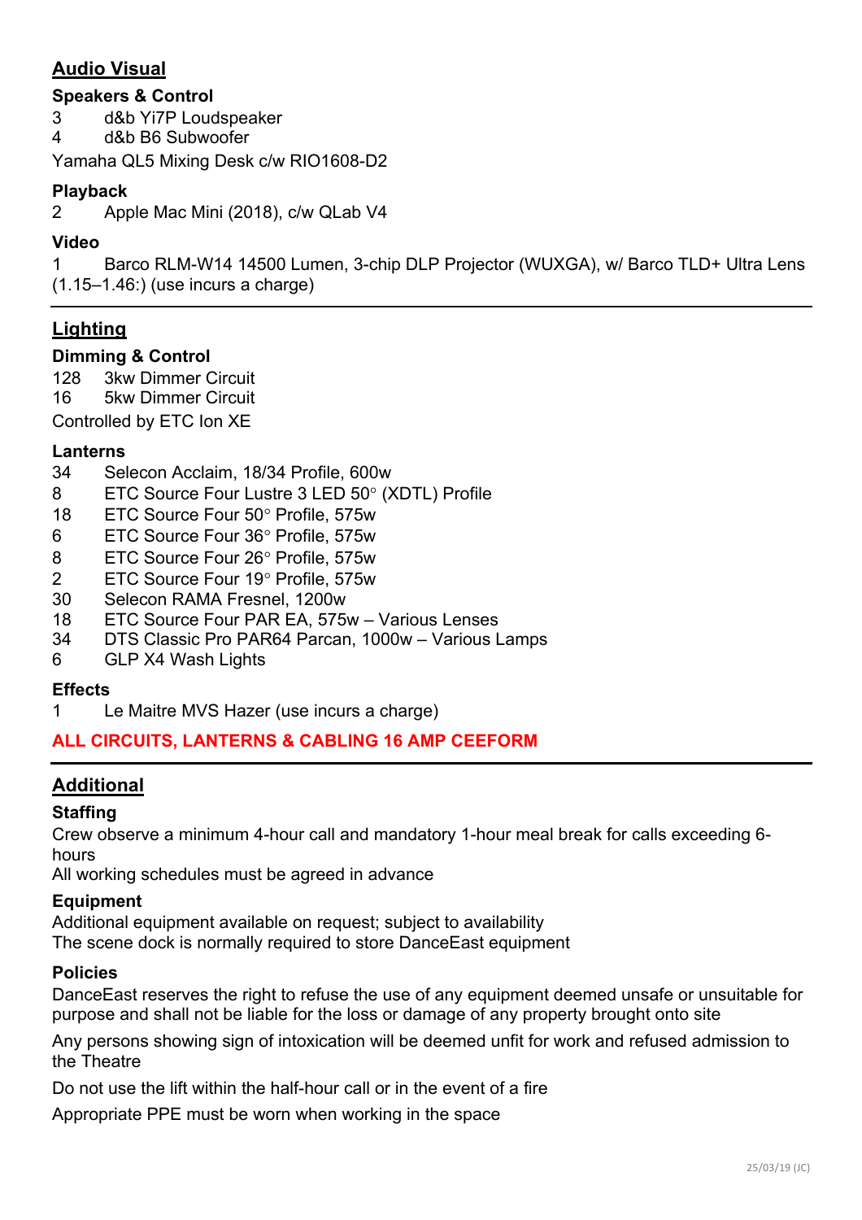## Audio Visual

### Speakers & Control

3 d&b Yi7P Loudspeaker
4 d&b B6 Subwoofer

Yamaha QL5 Mixing Desk c/w RIO1608-D2

### Playback

2 Apple Mac Mini (2018), c/w QLab V4

### Video

1 Barco RLM-W14 14500 Lumen, 3-chip DLP Projector (WUXGA), w/ Barco TLD+ Ultra Lens (1.15–1.46:) (use incurs a charge)

---

## Lighting

### Dimming & Control

128 3kw Dimmer Circuit
16 5kw Dimmer Circuit

Controlled by ETC Ion XE

### Lanterns

34 Selecon Acclaim, 18/34 Profile, 600w
8 ETC Source Four Lustre 3 LED 50° (XDTL) Profile
18 ETC Source Four 50° Profile, 575w
6 ETC Source Four 36° Profile, 575w
8 ETC Source Four 26° Profile, 575w
2 ETC Source Four 19° Profile, 575w
30 Selecon RAMA Fresnel, 1200w
18 ETC Source Four PAR EA, 575w – Various Lenses
34 DTS Classic Pro PAR64 Parcan, 1000w – Various Lamps
6 GLP X4 Wash Lights

### Effects

1 Le Maitre MVS Hazer (use incurs a charge)

**ALL CIRCUITS, LANTERNS & CABLING 16 AMP CEEFORM**

---

## Additional

### Staffing

Crew observe a minimum 4-hour call and mandatory 1-hour meal break for calls exceeding 6-hours

All working schedules must be agreed in advance

### Equipment

Additional equipment available on request; subject to availability

The scene dock is normally required to store DanceEast equipment

### Policies

DanceEast reserves the right to refuse the use of any equipment deemed unsafe or unsuitable for purpose and shall not be liable for the loss or damage of any property brought onto site

Any persons showing sign of intoxication will be deemed unfit for work and refused admission to the Theatre

Do not use the lift within the half-hour call or in the event of a fire

Appropriate PPE must be worn when working in the space

25/03/19 (JC)